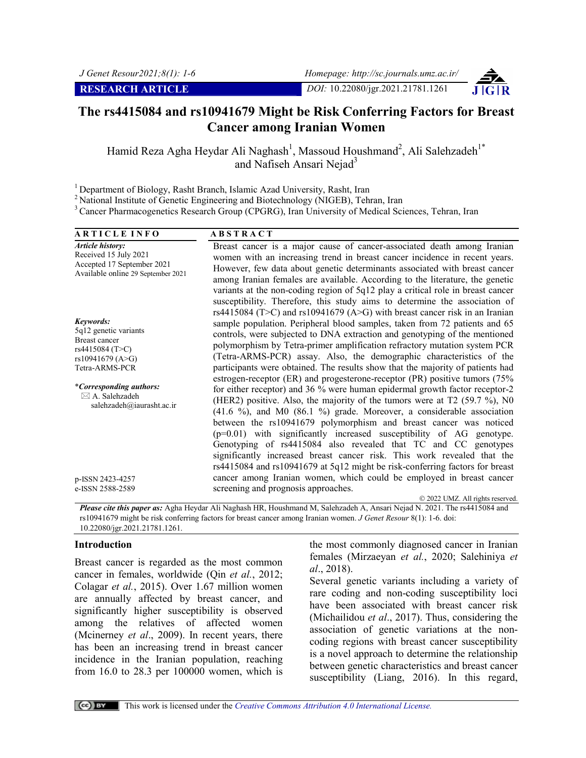RESEARCH ARTICLE

DOI: 10.22080/jgr.2021.21781.1261

# The rs4415084 and rs10941679 Might be Risk Conferring Factors for Breast Cancer among Iranian Women

Hamid Reza Agha Heydar Ali Naghash[1], Massoud Houshmand[2], Ali Salehzadeh[1*] and Nafiseh Ansari Nejad[3]

[1] Department of Biology, Rasht Branch, Islamic Azad University, Rasht, Iran
[2] National Institute of Genetic Engineering and Biotechnology (NIGEB), Tehran, Iran
[3] Cancer Pharmacogenetics Research Group (CPGRG), Iran University of Medical Sciences, Tehran, Iran

## ARTICLE INFO

*Article history:*
Received 15 July 2021
Accepted 17 September 2021
Available online 29 September 2021

*Keywords:*
5q12 genetic variants
Breast cancer
rs4415084 (T>C)
rs10941679 (A>G)
Tetra-ARMS-PCR

**Corresponding authors:*
A. Salehzadeh
salehzadeh@iaurasht.ac.ir

p-ISSN 2423-4257
e-ISSN 2588-2589

## ABSTRACT

Breast cancer is a major cause of cancer-associated death among Iranian women with an increasing trend in breast cancer incidence in recent years. However, few data about genetic determinants associated with breast cancer among Iranian females are available. According to the literature, the genetic variants at the non-coding region of 5q12 play a critical role in breast cancer susceptibility. Therefore, this study aims to determine the association of rs4415084 (T>C) and rs10941679 (A>G) with breast cancer risk in an Iranian sample population. Peripheral blood samples, taken from 72 patients and 65 controls, were subjected to DNA extraction and genotyping of the mentioned polymorphism by Tetra-primer amplification refractory mutation system PCR (Tetra-ARMS-PCR) assay. Also, the demographic characteristics of the participants were obtained. The results show that the majority of patients had estrogen-receptor (ER) and progesterone-receptor (PR) positive tumors (75% for either receptor) and 36 % were human epidermal growth factor receptor-2 (HER2) positive. Also, the majority of the tumors were at T2 (59.7 %), N0 (41.6 %), and M0 (86.1 %) grade. Moreover, a considerable association between the rs10941679 polymorphism and breast cancer was noticed ($p=0.01$) with significantly increased susceptibility of AG genotype. Genotyping of rs4415084 also revealed that TC and CC genotypes significantly increased breast cancer risk. This work revealed that the rs4415084 and rs10941679 at 5q12 might be risk-conferring factors for breast cancer among Iranian women, which could be employed in breast cancer screening and prognosis approaches.

© 2022 UMZ. All rights reserved.

***Please cite this paper as:*** Agha Heydar Ali Naghash HR, Houshmand M, Salehzadeh A, Ansari Nejad N. 2021. The rs4415084 and rs10941679 might be risk conferring factors for breast cancer among Iranian women. *J Genet Resour* 8(1): 1-6. doi: 10.22080/jgr.2021.21781.1261.

## Introduction

Breast cancer is regarded as the most common cancer in females, worldwide (Qin *et al.*, 2012; Colagar *et al.*, 2015). Over 1.67 million women are annually affected by breast cancer, and significantly higher susceptibility is observed among the relatives of affected women (Mcinerney *et al*., 2009). In recent years, there has been an increasing trend in breast cancer incidence in the Iranian population, reaching from 16.0 to 28.3 per 100000 women, which is the most commonly diagnosed cancer in Iranian females (Mirzaeyan *et al.*, 2020; Salehiniya *et al*., 2018).

Several genetic variants including a variety of rare coding and non-coding susceptibility loci have been associated with breast cancer risk (Michailidou *et al*., 2017). Thus, considering the association of genetic variations at the non-coding regions with breast cancer susceptibility is a novel approach to determine the relationship between genetic characteristics and breast cancer susceptibility (Liang, 2016). In this regard,

This work is licensed under the *Creative Commons Attribution 4.0 International License.*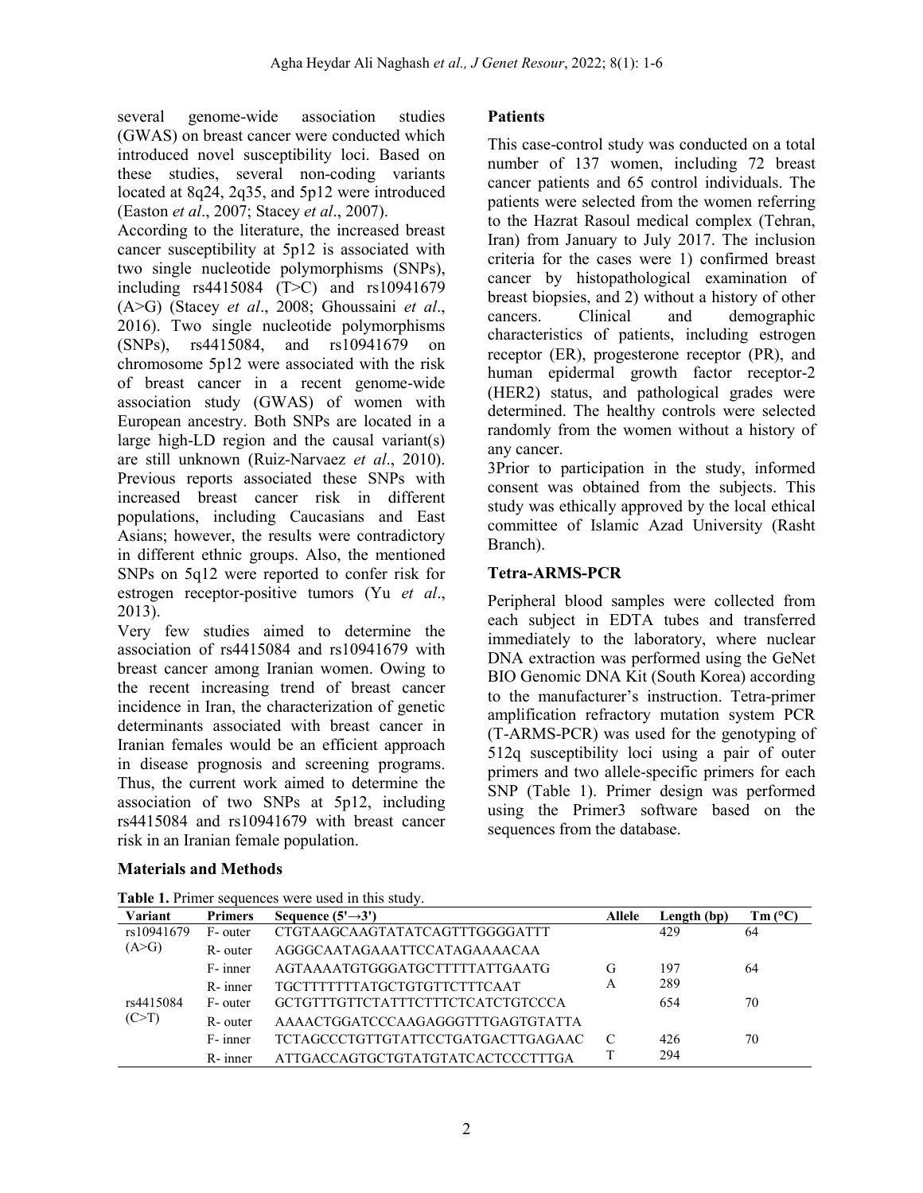several genome-wide association studies (GWAS) on breast cancer were conducted which introduced novel susceptibility loci. Based on these studies, several non-coding variants located at 8q24, 2q35, and 5p12 were introduced (Easton *et al*., 2007; Stacey *et al*., 2007).

According to the literature, the increased breast cancer susceptibility at 5p12 is associated with two single nucleotide polymorphisms (SNPs), including rs4415084 (T>C) and rs10941679 (A>G) (Stacey *et al*., 2008; Ghoussaini *et al*., 2016). Two single nucleotide polymorphisms (SNPs), rs4415084, and rs10941679 on chromosome 5p12 were associated with the risk of breast cancer in a recent genome-wide association study (GWAS) of women with European ancestry. Both SNPs are located in a large high-LD region and the causal variant(s) are still unknown (Ruiz-Narvaez *et al*., 2010). Previous reports associated these SNPs with increased breast cancer risk in different populations, including Caucasians and East Asians; however, the results were contradictory in different ethnic groups. Also, the mentioned SNPs on 5q12 were reported to confer risk for estrogen receptor-positive tumors (Yu *et al*., 2013).

Very few studies aimed to determine the association of rs4415084 and rs10941679 with breast cancer among Iranian women. Owing to the recent increasing trend of breast cancer incidence in Iran, the characterization of genetic determinants associated with breast cancer in Iranian females would be an efficient approach in disease prognosis and screening programs. Thus, the current work aimed to determine the association of two SNPs at 5p12, including rs4415084 and rs10941679 with breast cancer risk in an Iranian female population.

## Materials and Methods

### Patients

This case-control study was conducted on a total number of 137 women, including 72 breast cancer patients and 65 control individuals. The patients were selected from the women referring to the Hazrat Rasoul medical complex (Tehran, Iran) from January to July 2017. The inclusion criteria for the cases were 1) confirmed breast cancer by histopathological examination of breast biopsies, and 2) without a history of other cancers. Clinical and demographic characteristics of patients, including estrogen receptor (ER), progesterone receptor (PR), and human epidermal growth factor receptor-2 (HER2) status, and pathological grades were determined. The healthy controls were selected randomly from the women without a history of any cancer.

3Prior to participation in the study, informed consent was obtained from the subjects. This study was ethically approved by the local ethical committee of Islamic Azad University (Rasht Branch).

### Tetra-ARMS-PCR

Peripheral blood samples were collected from each subject in EDTA tubes and transferred immediately to the laboratory, where nuclear DNA extraction was performed using the GeNet BIO Genomic DNA Kit (South Korea) according to the manufacturer's instruction. Tetra-primer amplification refractory mutation system PCR (T-ARMS-PCR) was used for the genotyping of 512q susceptibility loci using a pair of outer primers and two allele-specific primers for each SNP (Table 1). Primer design was performed using the Primer3 software based on the sequences from the database.

**Table 1.** Primer sequences were used in this study.

| Variant | Primers | Sequence (5'→3') | Allele | Length (bp) | Tm (°C) |
|---|---|---|---|---|---|
| rs10941679 (A>G) | F- outer | CTGTAAGCAAGTATATCAGTTTGGGGATTT | | 429 | 64 |
| | R- outer | AGGGCAATAGAAATTCCATAGAAAACAA | | | |
| | F- inner | AGTAAAATGTGGGATGCTTTTTATTGAATG | G | 197 | 64 |
| | R- inner | TGCTTTTTTTATGCTGTGTTCTTTCAAT | A | 289 | |
| rs4415084 (C>T) | F- outer | GCTGTTTGTTCTATTTCTTTCTCATCTGTCCCA | | 654 | 70 |
| | R- outer | AAAACTGGATCCCAAGAGGGTTTGAGTGTATTA | | | |
| | F- inner | TCTAGCCCTGTTGTATTCCTGATGACTTGAGAAC | C | 426 | 70 |
| | R- inner | ATTGACCAGTGCTGTATGTATCACTCCCTTTGA | T | 294 | |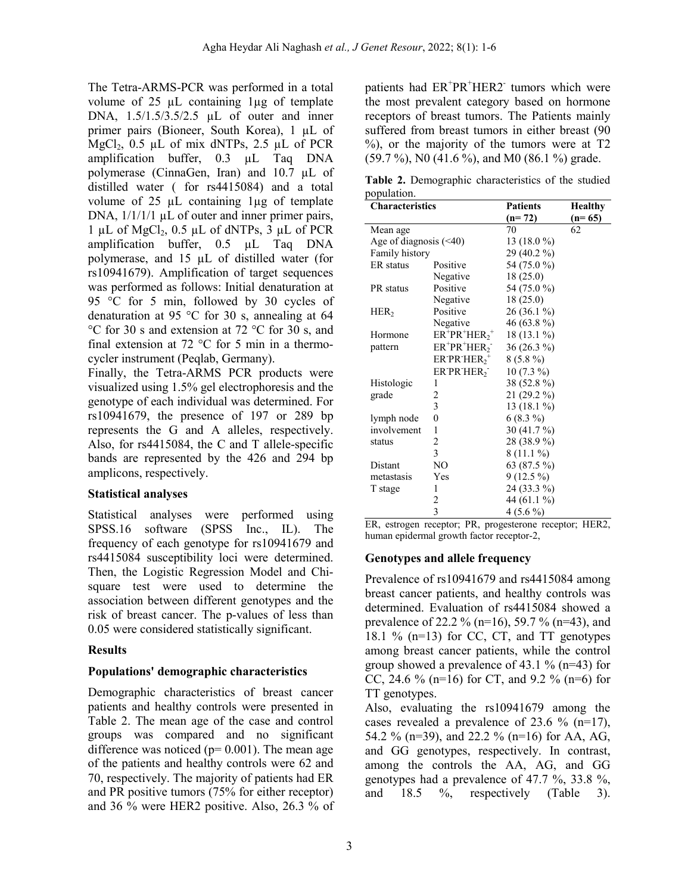The Tetra-ARMS-PCR was performed in a total volume of 25 µL containing 1µg of template DNA, 1.5/1.5/3.5/2.5 µL of outer and inner primer pairs (Bioneer, South Korea), 1 µL of $MgCl_2$, 0.5 µL of mix dNTPs, 2.5 µL of PCR amplification buffer, 0.3 µL Taq DNA polymerase (CinnaGen, Iran) and 10.7 µL of distilled water ( for rs4415084) and a total volume of 25 µL containing 1µg of template DNA, 1/1/1/1 µL of outer and inner primer pairs, 1 µL of $MgCl_2$, 0.5 µL of dNTPs, 3 µL of PCR amplification buffer, 0.5 µL Taq DNA polymerase, and 15 µL of distilled water (for rs10941679). Amplification of target sequences was performed as follows: Initial denaturation at 95 °C for 5 min, followed by 30 cycles of denaturation at 95 °C for 30 s, annealing at 64 °C for 30 s and extension at 72 °C for 30 s, and final extension at 72 °C for 5 min in a thermo-cycler instrument (Peqlab, Germany).

Finally, the Tetra-ARMS PCR products were visualized using 1.5% gel electrophoresis and the genotype of each individual was determined. For rs10941679, the presence of 197 or 289 bp represents the G and A alleles, respectively. Also, for rs4415084, the C and T allele-specific bands are represented by the 426 and 294 bp amplicons, respectively.

### Statistical analyses

Statistical analyses were performed using SPSS.16 software (SPSS Inc., IL). The frequency of each genotype for rs10941679 and rs4415084 susceptibility loci were determined. Then, the Logistic Regression Model and Chi-square test were used to determine the association between different genotypes and the risk of breast cancer. The p-values of less than 0.05 were considered statistically significant.

## Results

### Populations' demographic characteristics

Demographic characteristics of breast cancer patients and healthy controls were presented in Table 2. The mean age of the case and control groups was compared and no significant difference was noticed (p= 0.001). The mean age of the patients and healthy controls were 62 and 70, respectively. The majority of patients had ER and PR positive tumors (75% for either receptor) and 36 % were HER2 positive. Also, 26.3 % of patients had $ER^+PR^+HER2^-$ tumors which were the most prevalent category based on hormone receptors of breast tumors. The Patients mainly suffered from breast tumors in either breast (90 %), or the majority of the tumors were at T2 (59.7 %), N0 (41.6 %), and M0 (86.1 %) grade.

**Table 2.** Demographic characteristics of the studied population.

| Characteristics | | Patients (n= 72) | Healthy (n= 65) |
|---|---|---|---|
| Mean age | | 70 | 62 |
| Age of diagnosis (<40) | | 13 (18.0 %) | |
| Family history | | 29 (40.2 %) | |
| ER status | Positive | 54 (75.0 %) | |
| | Negative | 18 (25.0) | |
| PR status | Positive | 54 (75.0 %) | |
| | Negative | 18 (25.0) | |
| $HER_2$ | Positive | 26 (36.1 %) | |
| | Negative | 46 (63.8 %) | |
| Hormone pattern | $ER^+PR^+HER_2^+$ | 18 (13.1 %) | |
| | $ER^+PR^+HER_2^-$ | 36 (26.3 %) | |
| | $ER^-PR^-HER_2^+$ | 8 (5.8 %) | |
| | $ER^-PR^-HER_2^-$ | 10 (7.3 %) | |
| Histologic grade | 1 | 38 (52.8 %) | |
| | 2 | 21 (29.2 %) | |
| | 3 | 13 (18.1 %) | |
| lymph node involvement status | 0 | 6 (8.3 %) | |
| | 1 | 30 (41.7 %) | |
| | 2 | 28 (38.9 %) | |
| | 3 | 8 (11.1 %) | |
| Distant metastasis | NO | 63 (87.5 %) | |
| | Yes | 9 (12.5 %) | |
| T stage | 1 | 24 (33.3 %) | |
| | 2 | 44 (61.1 %) | |
| | 3 | 4 (5.6 %) | |

ER, estrogen receptor; PR, progesterone receptor; HER2, human epidermal growth factor receptor-2,

### Genotypes and allele frequency

Prevalence of rs10941679 and rs4415084 among breast cancer patients, and healthy controls was determined. Evaluation of rs4415084 showed a prevalence of 22.2 % (n=16), 59.7 % (n=43), and 18.1 % (n=13) for CC, CT, and TT genotypes among breast cancer patients, while the control group showed a prevalence of 43.1 % (n=43) for CC, 24.6 % (n=16) for CT, and 9.2 % (n=6) for TT genotypes.

Also, evaluating the rs10941679 among the cases revealed a prevalence of 23.6 % (n=17), 54.2 % (n=39), and 22.2 % (n=16) for AA, AG, and GG genotypes, respectively. In contrast, among the controls the AA, AG, and GG genotypes had a prevalence of 47.7 %, 33.8 %, and 18.5 %, respectively (Table 3).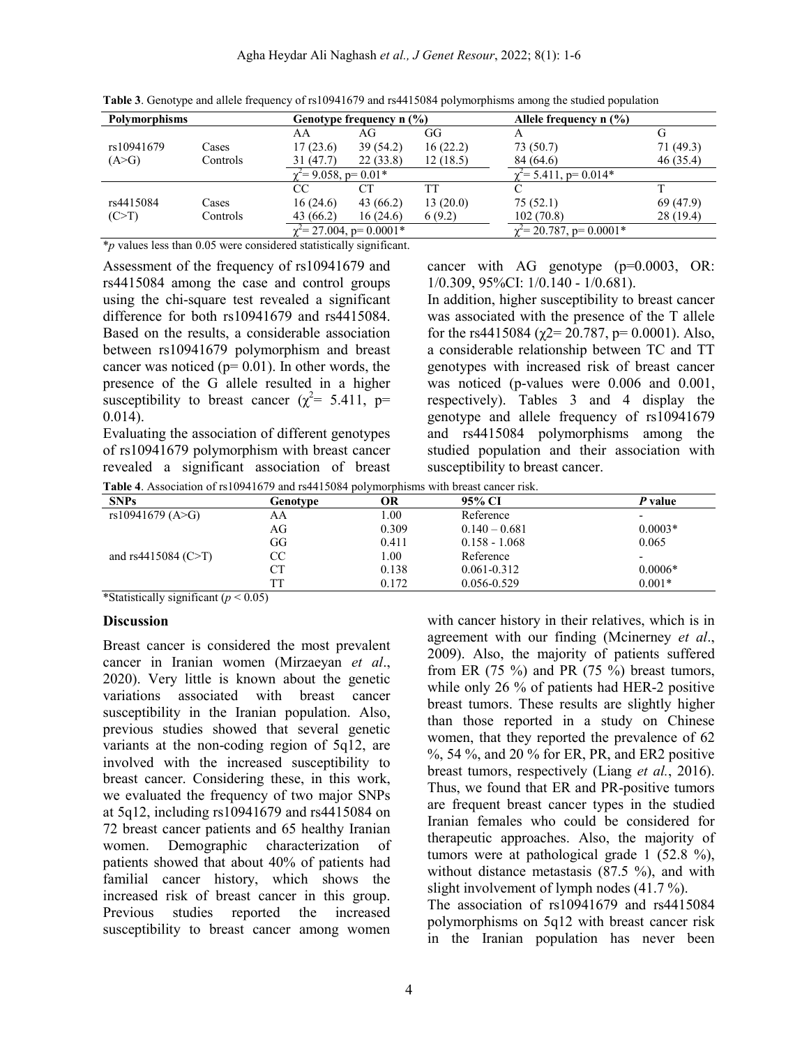**Table 3**. Genotype and allele frequency of rs10941679 and rs4415084 polymorphisms among the studied population

| Polymorphisms | | Genotype frequency n (%) | | | Allele frequency n (%) | |
|---|---|---|---|---|---|---|
| | | AA | AG | GG | A | G |
| rs10941679 (A>G) | Cases | 17 (23.6) | 39 (54.2) | 16 (22.2) | 73 (50.7) | 71 (49.3) |
| | Controls | 31 (47.7) | 22 (33.8) | 12 (18.5) | 84 (64.6) | 46 (35.4) |
| | | $\chi^2$= 9.058, p= 0.01* | | | $\chi^2$= 5.411, p= 0.014* | |
| | | CC | CT | TT | C | T |
| rs4415084 (C>T) | Cases | 16 (24.6) | 43 (66.2) | 13 (20.0) | 75 (52.1) | 69 (47.9) |
| | Controls | 43 (66.2) | 16 (24.6) | 6 (9.2) | 102 (70.8) | 28 (19.4) |
| | | $\chi^2$= 27.004, p= 0.0001* | | | $\chi^2$= 20.787, p= 0.0001* | |

**p* values less than 0.05 were considered statistically significant.

Assessment of the frequency of rs10941679 and rs4415084 among the case and control groups using the chi-square test revealed a significant difference for both rs10941679 and rs4415084. Based on the results, a considerable association between rs10941679 polymorphism and breast cancer was noticed (p= 0.01). In other words, the presence of the G allele resulted in a higher susceptibility to breast cancer ($\chi^2$= 5.411, p= 0.014).

Evaluating the association of different genotypes of rs10941679 polymorphism with breast cancer revealed a significant association of breast cancer with AG genotype (p=0.0003, OR: 1/0.309, 95%CI: 1/0.140 - 1/0.681).

In addition, higher susceptibility to breast cancer was associated with the presence of the T allele for the rs4415084 (χ2= 20.787, p= 0.0001). Also, a considerable relationship between TC and TT genotypes with increased risk of breast cancer was noticed (p-values were 0.006 and 0.001, respectively). Tables 3 and 4 display the genotype and allele frequency of rs10941679 and rs4415084 polymorphisms among the studied population and their association with susceptibility to breast cancer.

**Table 4**. Association of rs10941679 and rs4415084 polymorphisms with breast cancer risk.

| SNPs | Genotype | OR | 95% CI | *P* value |
|---|---|---|---|---|
| rs10941679 (A>G) | AA | 1.00 | Reference | - |
| | AG | 0.309 | 0.140 – 0.681 | 0.0003* |
| | GG | 0.411 | 0.158 - 1.068 | 0.065 |
| and rs4415084 (C>T) | CC | 1.00 | Reference | - |
| | CT | 0.138 | 0.061-0.312 | 0.0006* |
| | TT | 0.172 | 0.056-0.529 | 0.001* |

*Statistically significant ($p < 0.05$)

## Discussion

Breast cancer is considered the most prevalent cancer in Iranian women (Mirzaeyan *et al*., 2020). Very little is known about the genetic variations associated with breast cancer susceptibility in the Iranian population. Also, previous studies showed that several genetic variants at the non-coding region of 5q12, are involved with the increased susceptibility to breast cancer. Considering these, in this work, we evaluated the frequency of two major SNPs at 5q12, including rs10941679 and rs4415084 on 72 breast cancer patients and 65 healthy Iranian women. Demographic characterization of patients showed that about 40% of patients had familial cancer history, which shows the increased risk of breast cancer in this group. Previous studies reported the increased susceptibility to breast cancer among women with cancer history in their relatives, which is in agreement with our finding (Mcinerney *et al*., 2009). Also, the majority of patients suffered from ER (75 %) and PR (75 %) breast tumors, while only 26 % of patients had HER-2 positive breast tumors. These results are slightly higher than those reported in a study on Chinese women, that they reported the prevalence of 62 %, 54 %, and 20 % for ER, PR, and ER2 positive breast tumors, respectively (Liang *et al.*, 2016). Thus, we found that ER and PR-positive tumors are frequent breast cancer types in the studied Iranian females who could be considered for therapeutic approaches. Also, the majority of tumors were at pathological grade 1 (52.8 %), without distance metastasis (87.5 %), and with slight involvement of lymph nodes (41.7 %).

The association of rs10941679 and rs4415084 polymorphisms on 5q12 with breast cancer risk in the Iranian population has never been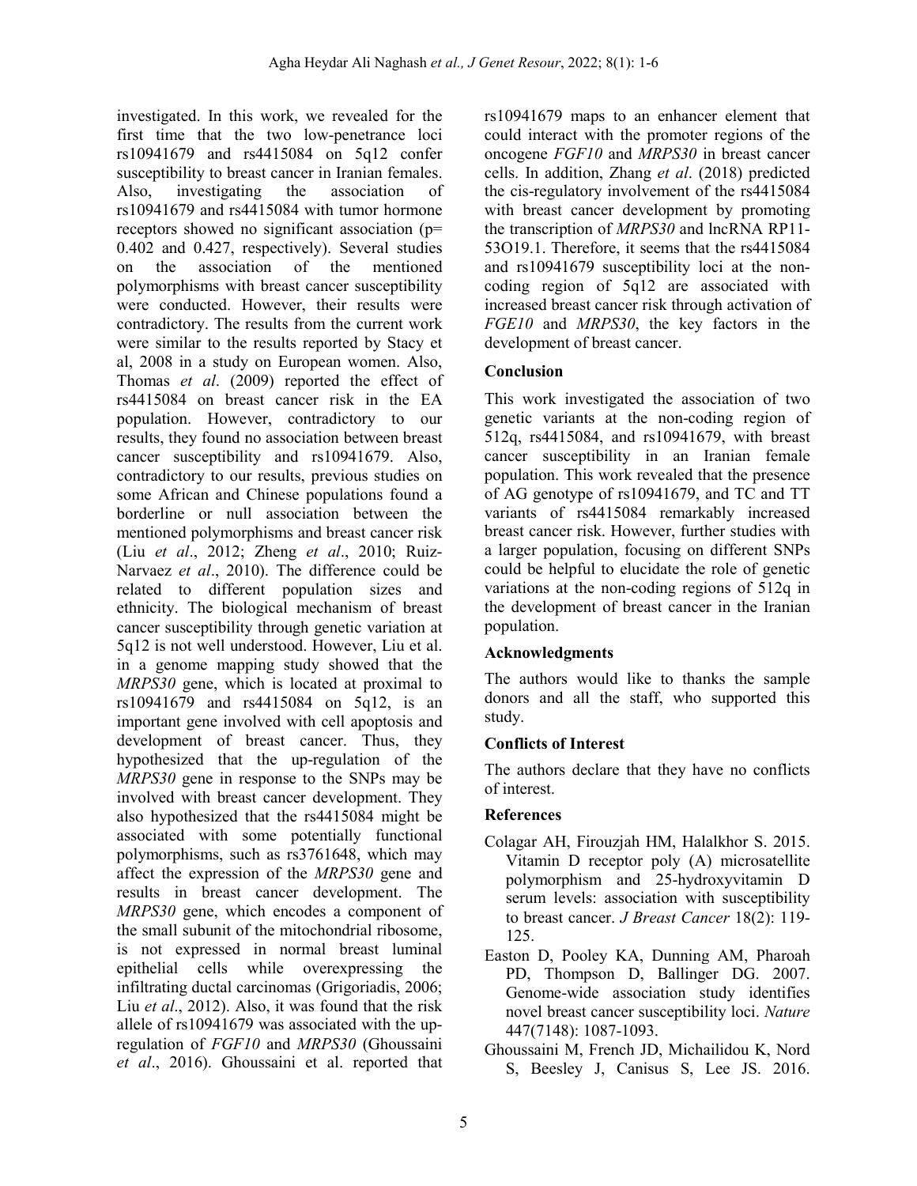investigated. In this work, we revealed for the first time that the two low-penetrance loci rs10941679 and rs4415084 on 5q12 confer susceptibility to breast cancer in Iranian females. Also, investigating the association of rs10941679 and rs4415084 with tumor hormone receptors showed no significant association (p= 0.402 and 0.427, respectively). Several studies on the association of the mentioned polymorphisms with breast cancer susceptibility were conducted. However, their results were contradictory. The results from the current work were similar to the results reported by Stacy et al, 2008 in a study on European women. Also, Thomas *et al*. (2009) reported the effect of rs4415084 on breast cancer risk in the EA population. However, contradictory to our results, they found no association between breast cancer susceptibility and rs10941679. Also, contradictory to our results, previous studies on some African and Chinese populations found a borderline or null association between the mentioned polymorphisms and breast cancer risk (Liu *et al*., 2012; Zheng *et al*., 2010; Ruiz-Narvaez *et al*., 2010). The difference could be related to different population sizes and ethnicity. The biological mechanism of breast cancer susceptibility through genetic variation at 5q12 is not well understood. However, Liu et al. in a genome mapping study showed that the *MRPS30* gene, which is located at proximal to rs10941679 and rs4415084 on 5q12, is an important gene involved with cell apoptosis and development of breast cancer. Thus, they hypothesized that the up-regulation of the *MRPS30* gene in response to the SNPs may be involved with breast cancer development. They also hypothesized that the rs4415084 might be associated with some potentially functional polymorphisms, such as rs3761648, which may affect the expression of the *MRPS30* gene and results in breast cancer development. The *MRPS30* gene, which encodes a component of the small subunit of the mitochondrial ribosome, is not expressed in normal breast luminal epithelial cells while overexpressing the infiltrating ductal carcinomas (Grigoriadis, 2006; Liu *et al*., 2012). Also, it was found that the risk allele of rs10941679 was associated with the up-regulation of *FGF10* and *MRPS30* (Ghoussaini *et al*., 2016). Ghoussaini et al. reported that rs10941679 maps to an enhancer element that could interact with the promoter regions of the oncogene *FGF10* and *MRPS30* in breast cancer cells. In addition, Zhang *et al*. (2018) predicted the cis-regulatory involvement of the rs4415084 with breast cancer development by promoting the transcription of *MRPS30* and lncRNA RP11-53O19.1. Therefore, it seems that the rs4415084 and rs10941679 susceptibility loci at the non-coding region of 5q12 are associated with increased breast cancer risk through activation of *FGE10* and *MRPS30*, the key factors in the development of breast cancer.

## Conclusion

This work investigated the association of two genetic variants at the non-coding region of 512q, rs4415084, and rs10941679, with breast cancer susceptibility in an Iranian female population. This work revealed that the presence of AG genotype of rs10941679, and TC and TT variants of rs4415084 remarkably increased breast cancer risk. However, further studies with a larger population, focusing on different SNPs could be helpful to elucidate the role of genetic variations at the non-coding regions of 512q in the development of breast cancer in the Iranian population.

## Acknowledgments

The authors would like to thanks the sample donors and all the staff, who supported this study.

## Conflicts of Interest

The authors declare that they have no conflicts of interest.

## References

Colagar AH, Firouzjah HM, Halalkhor S. 2015. Vitamin D receptor poly (A) microsatellite polymorphism and 25-hydroxyvitamin D serum levels: association with susceptibility to breast cancer. *J Breast Cancer* 18(2): 119-125.

Easton D, Pooley KA, Dunning AM, Pharoah PD, Thompson D, Ballinger DG. 2007. Genome-wide association study identifies novel breast cancer susceptibility loci. *Nature* 447(7148): 1087-1093.

Ghoussaini M, French JD, Michailidou K, Nord S, Beesley J, Canisus S, Lee JS. 2016.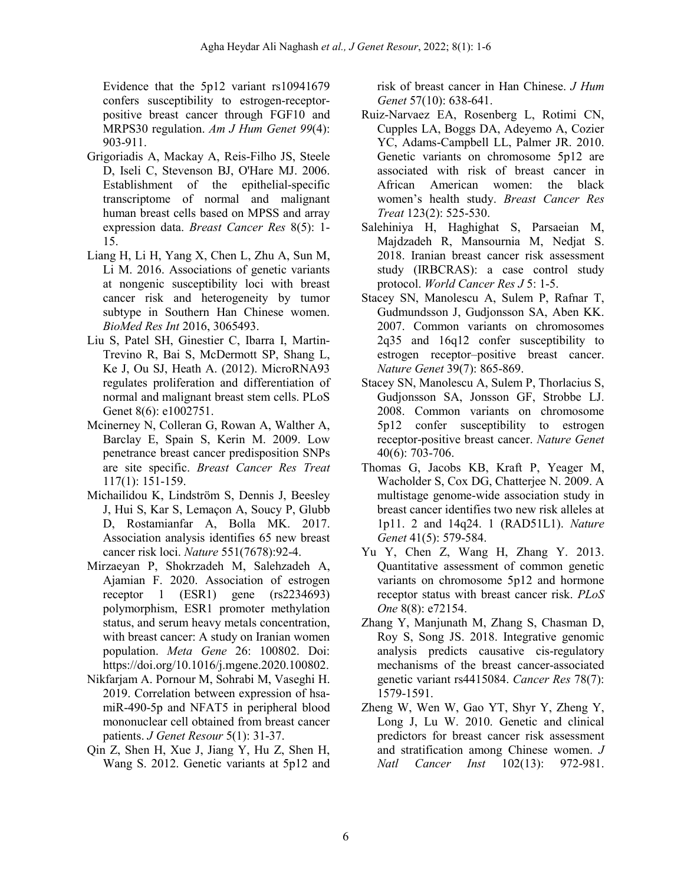Evidence that the 5p12 variant rs10941679 confers susceptibility to estrogen-receptor-positive breast cancer through FGF10 and MRPS30 regulation. *Am J Hum Genet 99*(4): 903-911.

Grigoriadis A, Mackay A, Reis-Filho JS, Steele D, Iseli C, Stevenson BJ, O'Hare MJ. 2006. Establishment of the epithelial-specific transcriptome of normal and malignant human breast cells based on MPSS and array expression data. *Breast Cancer Res* 8(5): 1-15.

Liang H, Li H, Yang X, Chen L, Zhu A, Sun M, Li M. 2016. Associations of genetic variants at nongenic susceptibility loci with breast cancer risk and heterogeneity by tumor subtype in Southern Han Chinese women. *BioMed Res Int* 2016, 3065493.

Liu S, Patel SH, Ginestier C, Ibarra I, Martin-Trevino R, Bai S, McDermott SP, Shang L, Ke J, Ou SJ, Heath A. (2012). MicroRNA93 regulates proliferation and differentiation of normal and malignant breast stem cells. PLoS Genet 8(6): e1002751.

Mcinerney N, Colleran G, Rowan A, Walther A, Barclay E, Spain S, Kerin M. 2009. Low penetrance breast cancer predisposition SNPs are site specific. *Breast Cancer Res Treat* 117(1): 151-159.

Michailidou K, Lindström S, Dennis J, Beesley J, Hui S, Kar S, Lemaçon A, Soucy P, Glubb D, Rostamianfar A, Bolla MK. 2017. Association analysis identifies 65 new breast cancer risk loci. *Nature* 551(7678):92-4.

Mirzaeyan P, Shokrzadeh M, Salehzadeh A, Ajamian F. 2020. Association of estrogen receptor 1 (ESR1) gene (rs2234693) polymorphism, ESR1 promoter methylation status, and serum heavy metals concentration, with breast cancer: A study on Iranian women population. *Meta Gene* 26: 100802. Doi: https://doi.org/10.1016/j.mgene.2020.100802.

Nikfarjam A. Pornour M, Sohrabi M, Vaseghi H. 2019. Correlation between expression of hsa-miR-490-5p and NFAT5 in peripheral blood mononuclear cell obtained from breast cancer patients. *J Genet Resour* 5(1): 31-37.

Qin Z, Shen H, Xue J, Jiang Y, Hu Z, Shen H, Wang S. 2012. Genetic variants at 5p12 and risk of breast cancer in Han Chinese. *J Hum Genet* 57(10): 638-641.

Ruiz-Narvaez EA, Rosenberg L, Rotimi CN, Cupples LA, Boggs DA, Adeyemo A, Cozier YC, Adams-Campbell LL, Palmer JR. 2010. Genetic variants on chromosome 5p12 are associated with risk of breast cancer in African American women: the black women's health study. *Breast Cancer Res Treat* 123(2): 525-530.

Salehiniya H, Haghighat S, Parsaeian M, Majdzadeh R, Mansournia M, Nedjat S. 2018. Iranian breast cancer risk assessment study (IRBCRAS): a case control study protocol. *World Cancer Res J* 5: 1-5.

Stacey SN, Manolescu A, Sulem P, Rafnar T, Gudmundsson J, Gudjonsson SA, Aben KK. 2007. Common variants on chromosomes 2q35 and 16q12 confer susceptibility to estrogen receptor–positive breast cancer. *Nature Genet* 39(7): 865-869.

Stacey SN, Manolescu A, Sulem P, Thorlacius S, Gudjonsson SA, Jonsson GF, Strobbe LJ. 2008. Common variants on chromosome 5p12 confer susceptibility to estrogen receptor-positive breast cancer. *Nature Genet* 40(6): 703-706.

Thomas G, Jacobs KB, Kraft P, Yeager M, Wacholder S, Cox DG, Chatterjee N. 2009. A multistage genome-wide association study in breast cancer identifies two new risk alleles at 1p11. 2 and 14q24. 1 (RAD51L1). *Nature Genet* 41(5): 579-584.

Yu Y, Chen Z, Wang H, Zhang Y. 2013. Quantitative assessment of common genetic variants on chromosome 5p12 and hormone receptor status with breast cancer risk. *PLoS One* 8(8): e72154.

Zhang Y, Manjunath M, Zhang S, Chasman D, Roy S, Song JS. 2018. Integrative genomic analysis predicts causative cis-regulatory mechanisms of the breast cancer-associated genetic variant rs4415084. *Cancer Res* 78(7): 1579-1591.

Zheng W, Wen W, Gao YT, Shyr Y, Zheng Y, Long J, Lu W. 2010. Genetic and clinical predictors for breast cancer risk assessment and stratification among Chinese women. *J Natl Cancer Inst* 102(13): 972-981.